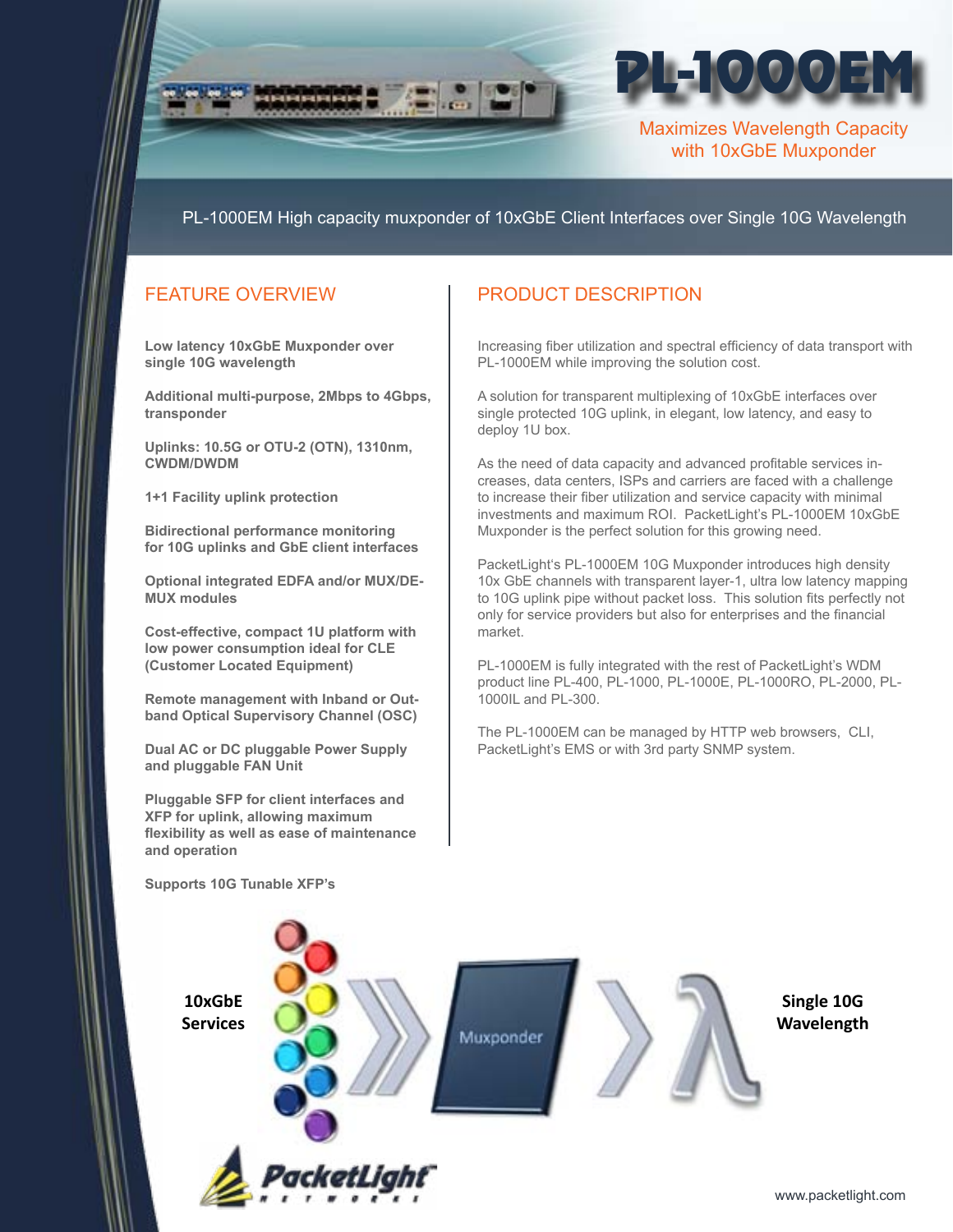# PL-1000EM

Maximizes Wavelength Capacity with 10xGbE Muxponder

PL-1000EM High capacity muxponder of 10xGbE Client Interfaces over Single 10G Wavelength

## FEATURE OVERVIEW

**Low latency 10xGbE Muxponder over single 10G wavelength**

**Additional multi-purpose, 2Mbps to 4Gbps, transponder**

**Uplinks: 10.5G or OTU-2 (OTN), 1310nm, CWDM/DWDM**

**1+1 Facility uplink protection**

**Bidirectional performance monitoring for 10G uplinks and GbE client interfaces**

**Optional integrated EDFA and/or MUX/DE-MUX modules**

**Cost-effective, compact 1U platform with low power consumption ideal for CLE (Customer Located Equipment)**

**Remote management with Inband or Out-band Optical Supervisory Channel (OSC)**

**Dual AC or DC pluggable Power Supply and pluggable FAN Unit**

**Pluggable SFP for client interfaces and XFP for uplink, allowing maximum flexibility as well as ease of maintenance and operation**

**Supports 10G Tunable XFP's**

## PRODUCT DESCRIPTION

Increasing fiber utilization and spectral efficiency of data transport with PL-1000EM while improving the solution cost.

A solution for transparent multiplexing of 10xGbE interfaces over single protected 10G uplink, in elegant, low latency, and easy to deploy 1U box.

As the need of data capacity and advanced profitable services increases, data centers, ISPs and carriers are faced with a challenge to increase their fiber utilization and service capacity with minimal investments and maximum ROI. PacketLight's PL-1000EM 10xGbE Muxponder is the perfect solution for this growing need.

PacketLight's PL-1000EM 10G Muxponder introduces high density 10x GbE channels with transparent layer-1, ultra low latency mapping to 10G uplink pipe without packet loss. This solution fits perfectly not only for service providers but also for enterprises and the financial market.

PL-1000EM is fully integrated with the rest of PacketLight's WDM product line PL-400, PL-1000, PL-1000E, PL-1000RO, PL-2000, PL-1000IL and PL-300.

The PL-1000EM can be managed by HTTP web browsers, CLI, PacketLight's EMS or with 3rd party SNMP system.

**10xGbE Services** → Muxponder → λ **Single 10G Wavelength**

PacketLight Networks

www.packetlight.com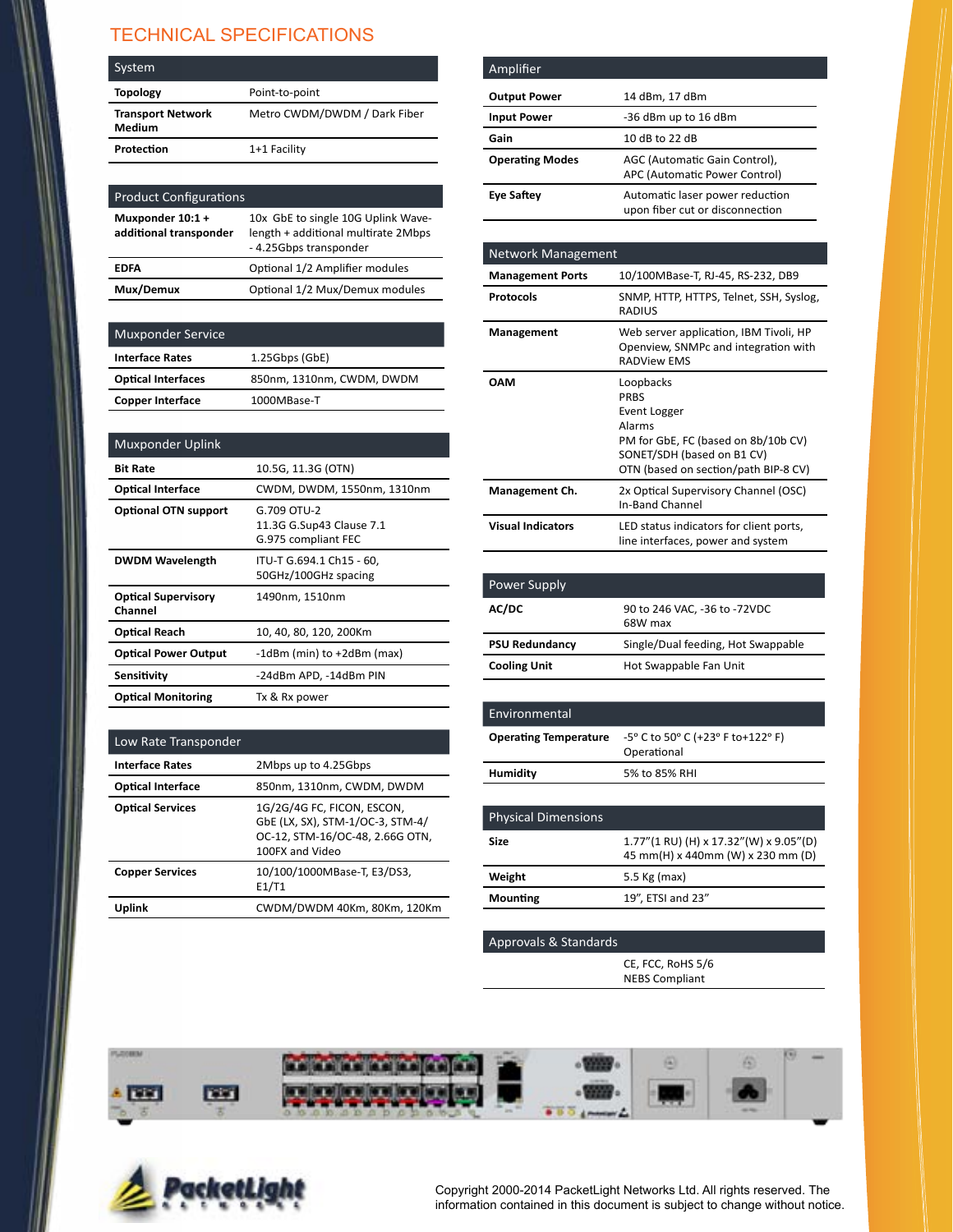# TECHNICAL SPECIFICATIONS

## System

| | |
|---|---|
| **Topology** | Point-to-point |
| **Transport Network Medium** | Metro CWDM/DWDM / Dark Fiber |
| **Protection** | 1+1 Facility |

## Product Configurations

| | |
|---|---|
| **Muxponder 10:1 + additional transponder** | 10x GbE to single 10G Uplink Wavelength + additional multirate 2Mbps - 4.25Gbps transponder |
| **EDFA** | Optional 1/2 Amplifier modules |
| **Mux/Demux** | Optional 1/2 Mux/Demux modules |

## Muxponder Service

| | |
|---|---|
| **Interface Rates** | 1.25Gbps (GbE) |
| **Optical Interfaces** | 850nm, 1310nm, CWDM, DWDM |
| **Copper Interface** | 1000MBase-T |

## Muxponder Uplink

| | |
|---|---|
| **Bit Rate** | 10.5G, 11.3G (OTN) |
| **Optical Interface** | CWDM, DWDM, 1550nm, 1310nm |
| **Optional OTN support** | G.709 OTU-2<br>11.3G G.Sup43 Clause 7.1<br>G.975 compliant FEC |
| **DWDM Wavelength** | ITU-T G.694.1 Ch15 - 60, 50GHz/100GHz spacing |
| **Optical Supervisory Channel** | 1490nm, 1510nm |
| **Optical Reach** | 10, 40, 80, 120, 200Km |
| **Optical Power Output** | -1dBm (min) to +2dBm (max) |
| **Sensitivity** | -24dBm APD, -14dBm PIN |
| **Optical Monitoring** | Tx & Rx power |

## Low Rate Transponder

| | |
|---|---|
| **Interface Rates** | 2Mbps up to 4.25Gbps |
| **Optical Interface** | 850nm, 1310nm, CWDM, DWDM |
| **Optical Services** | 1G/2G/4G FC, FICON, ESCON, GbE (LX, SX), STM-1/OC-3, STM-4/OC-12, STM-16/OC-48, 2.66G OTN, 100FX and Video |
| **Copper Services** | 10/100/1000MBase-T, E3/DS3, E1/T1 |
| **Uplink** | CWDM/DWDM 40Km, 80Km, 120Km |

## Amplifier

| | |
|---|---|
| **Output Power** | 14 dBm, 17 dBm |
| **Input Power** | -36 dBm up to 16 dBm |
| **Gain** | 10 dB to 22 dB |
| **Operating Modes** | AGC (Automatic Gain Control), APC (Automatic Power Control) |
| **Eye Saftey** | Automatic laser power reduction upon fiber cut or disconnection |

## Network Management

| | |
|---|---|
| **Management Ports** | 10/100MBase-T, RJ-45, RS-232, DB9 |
| **Protocols** | SNMP, HTTP, HTTPS, Telnet, SSH, Syslog, RADIUS |
| **Management** | Web server application, IBM Tivoli, HP Openview, SNMPc and integration with RADView EMS |
| **OAM** | Loopbacks<br>PRBS<br>Event Logger<br>Alarms<br>PM for GbE, FC (based on 8b/10b CV)<br>SONET/SDH (based on B1 CV)<br>OTN (based on section/path BIP-8 CV) |
| **Management Ch.** | 2x Optical Supervisory Channel (OSC)<br>In-Band Channel |
| **Visual Indicators** | LED status indicators for client ports, line interfaces, power and system |

## Power Supply

| | |
|---|---|
| **AC/DC** | 90 to 246 VAC, -36 to -72VDC<br>68W max |
| **PSU Redundancy** | Single/Dual feeding, Hot Swappable |
| **Cooling Unit** | Hot Swappable Fan Unit |

## Environmental

| | |
|---|---|
| **Operating Temperature** | -5° C to 50° C (+23° F to+122° F) Operational |
| **Humidity** | 5% to 85% RHI |

## Physical Dimensions

| | |
|---|---|
| **Size** | 1.77"(1 RU) (H) x 17.32"(W) x 9.05"(D)<br>45 mm(H) x 440mm (W) x 230 mm (D) |
| **Weight** | 5.5 Kg (max) |
| **Mounting** | 19", ETSI and 23" |

## Approvals & Standards

CE, FCC, RoHS 5/6
NEBS Compliant

PacketLight

Copyright 2000-2014 PacketLight Networks Ltd. All rights reserved. The information contained in this document is subject to change without notice.